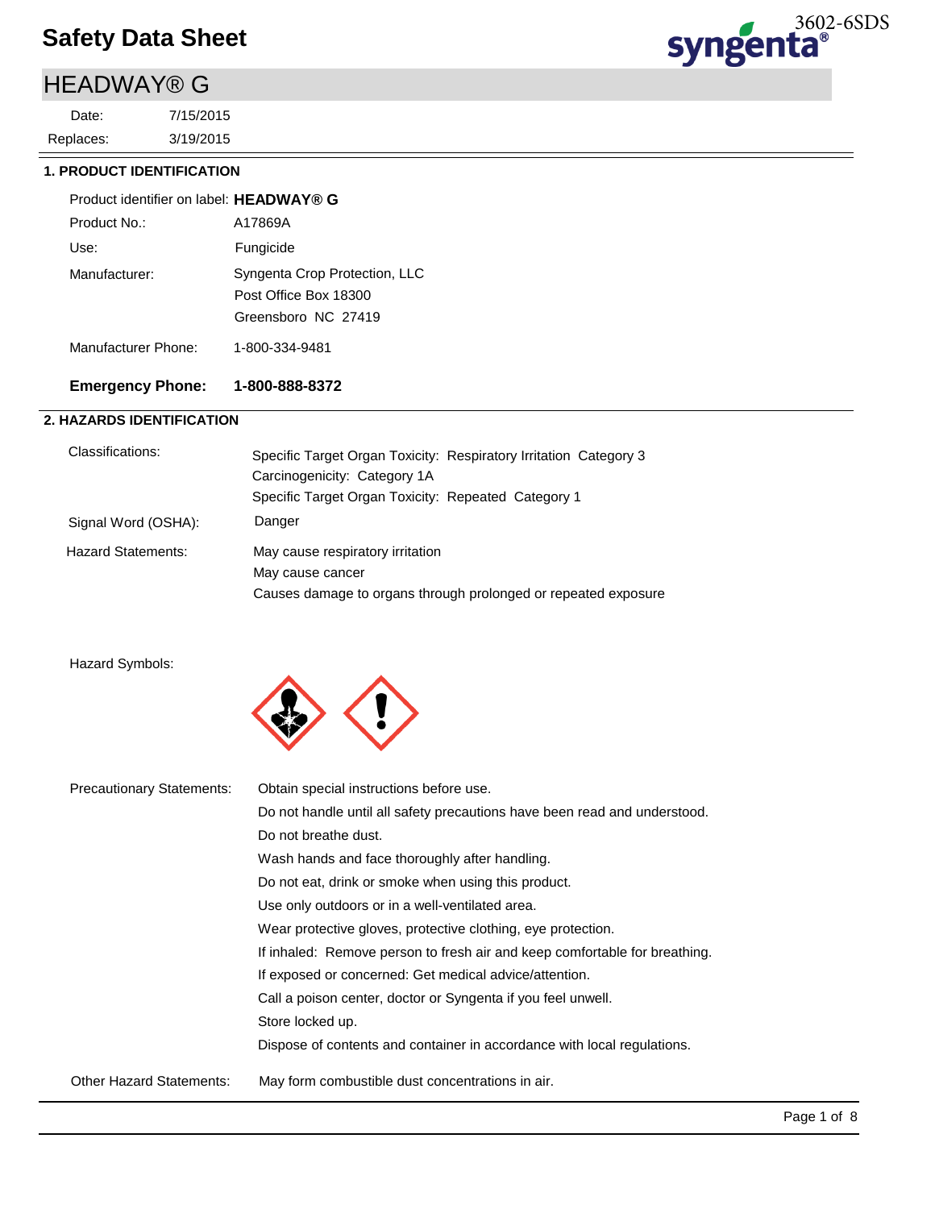# Safety Data Sheet

3602-6SDS

## HEADWAY® G

Date: 7/15/2015
Replaces: 3/19/2015

### 1. PRODUCT IDENTIFICATION

| | |
|---|---|
| Product identifier on label: | **HEADWAY® G** |
| Product No.: | A17869A |
| Use: | Fungicide |
| Manufacturer: | Syngenta Crop Protection, LLC<br>Post Office Box 18300<br>Greensboro NC 27419 |
| Manufacturer Phone: | 1-800-334-9481 |
| **Emergency Phone:** | **1-800-888-8372** |

### 2. HAZARDS IDENTIFICATION

| | |
|---|---|
| Classifications: | Specific Target Organ Toxicity: Respiratory Irritation Category 3<br>Carcinogenicity: Category 1A<br>Specific Target Organ Toxicity: Repeated Category 1 |
| Signal Word (OSHA): | Danger |
| Hazard Statements: | May cause respiratory irritation<br>May cause cancer<br>Causes damage to organs through prolonged or repeated exposure |

Hazard Symbols:

Precautionary Statements:
- Obtain special instructions before use.
- Do not handle until all safety precautions have been read and understood.
- Do not breathe dust.
- Wash hands and face thoroughly after handling.
- Do not eat, drink or smoke when using this product.
- Use only outdoors or in a well-ventilated area.
- Wear protective gloves, protective clothing, eye protection.
- If inhaled: Remove person to fresh air and keep comfortable for breathing.
- If exposed or concerned: Get medical advice/attention.
- Call a poison center, doctor or Syngenta if you feel unwell.
- Store locked up.
- Dispose of contents and container in accordance with local regulations.

Other Hazard Statements: May form combustible dust concentrations in air.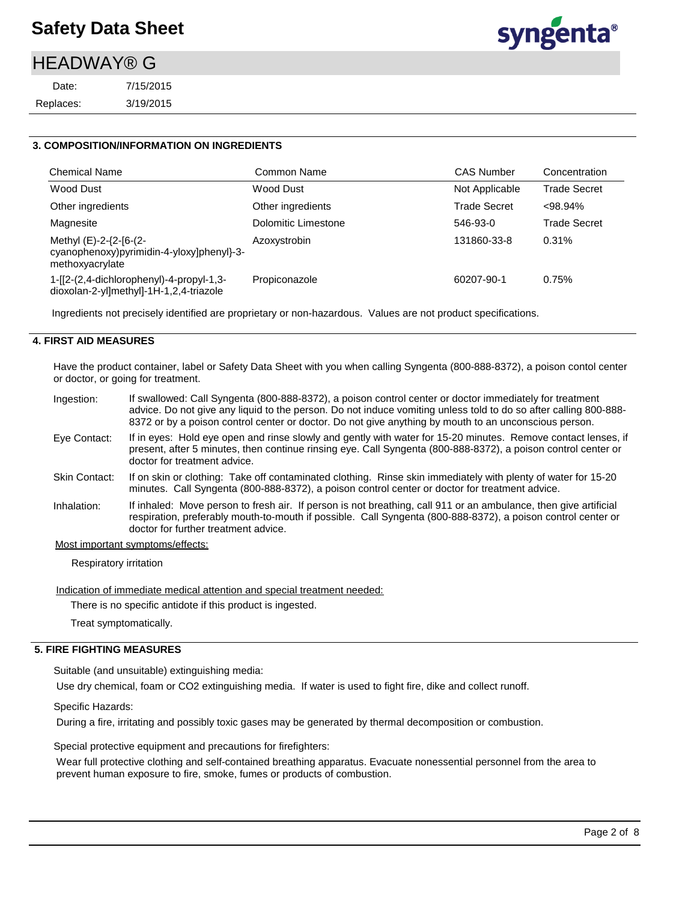## 3. COMPOSITION/INFORMATION ON INGREDIENTS

| Chemical Name | Common Name | CAS Number | Concentration |
|---|---|---|---|
| Wood Dust | Wood Dust | Not Applicable | Trade Secret |
| Other ingredients | Other ingredients | Trade Secret | <98.94% |
| Magnesite | Dolomitic Limestone | 546-93-0 | Trade Secret |
| Methyl (E)-2-{2-[6-(2-cyanophenoxy)pyrimidin-4-yloxy]phenyl}-3-methoxyacrylate | Azoxystrobin | 131860-33-8 | 0.31% |
| 1-[[2-(2,4-dichlorophenyl)-4-propyl-1,3-dioxolan-2-yl]methyl]-1H-1,2,4-triazole | Propiconazole | 60207-90-1 | 0.75% |

Ingredients not precisely identified are proprietary or non-hazardous. Values are not product specifications.

## 4. FIRST AID MEASURES

Have the product container, label or Safety Data Sheet with you when calling Syngenta (800-888-8372), a poison contol center or doctor, or going for treatment.

**Ingestion:** If swallowed: Call Syngenta (800-888-8372), a poison control center or doctor immediately for treatment advice. Do not give any liquid to the person. Do not induce vomiting unless told to do so after calling 800-888-8372 or by a poison control center or doctor. Do not give anything by mouth to an unconscious person.

**Eye Contact:** If in eyes: Hold eye open and rinse slowly and gently with water for 15-20 minutes. Remove contact lenses, if present, after 5 minutes, then continue rinsing eye. Call Syngenta (800-888-8372), a poison control center or doctor for treatment advice.

**Skin Contact:** If on skin or clothing: Take off contaminated clothing. Rinse skin immediately with plenty of water for 15-20 minutes. Call Syngenta (800-888-8372), a poison control center or doctor for treatment advice.

**Inhalation:** If inhaled: Move person to fresh air. If person is not breathing, call 911 or an ambulance, then give artificial respiration, preferably mouth-to-mouth if possible. Call Syngenta (800-888-8372), a poison control center or doctor for further treatment advice.

Most important symptoms/effects:

Respiratory irritation

Indication of immediate medical attention and special treatment needed:

There is no specific antidote if this product is ingested.

Treat symptomatically.

## 5. FIRE FIGHTING MEASURES

Suitable (and unsuitable) extinguishing media:

Use dry chemical, foam or CO2 extinguishing media. If water is used to fight fire, dike and collect runoff.

Specific Hazards:

During a fire, irritating and possibly toxic gases may be generated by thermal decomposition or combustion.

Special protective equipment and precautions for firefighters:

Wear full protective clothing and self-contained breathing apparatus. Evacuate nonessential personnel from the area to prevent human exposure to fire, smoke, fumes or products of combustion.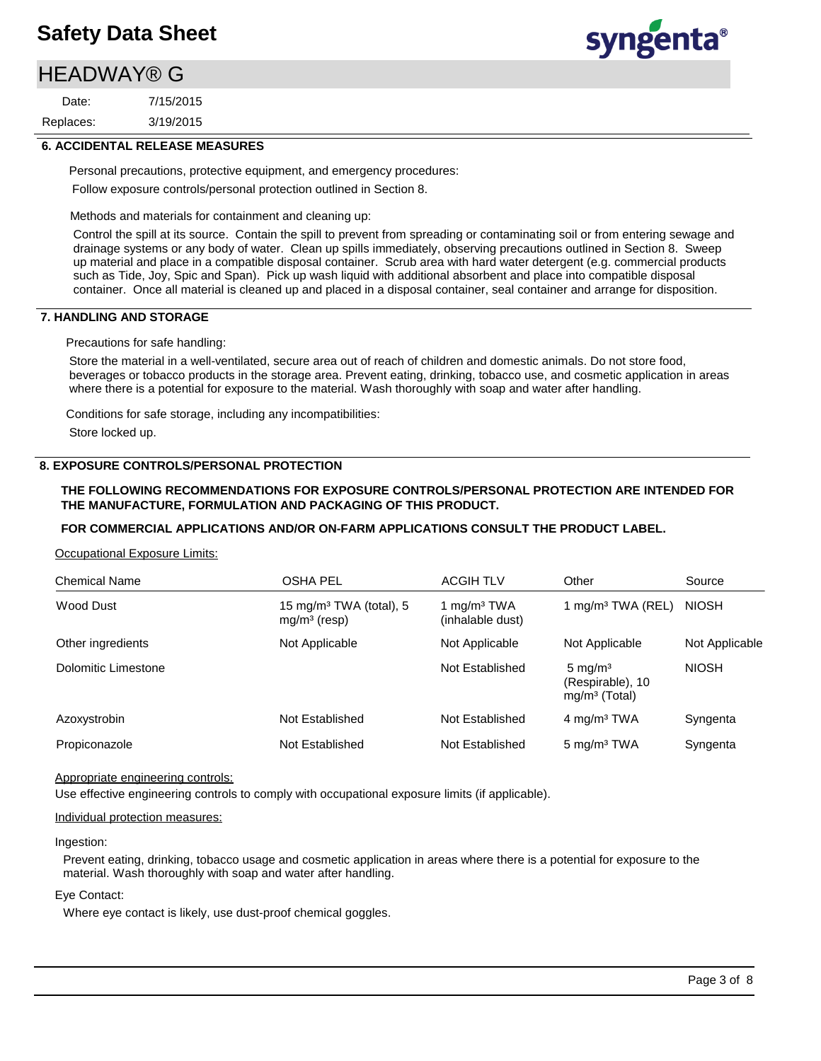## 6. ACCIDENTAL RELEASE MEASURES

Personal precautions, protective equipment, and emergency procedures:

Follow exposure controls/personal protection outlined in Section 8.

Methods and materials for containment and cleaning up:

Control the spill at its source. Contain the spill to prevent from spreading or contaminating soil or from entering sewage and drainage systems or any body of water. Clean up spills immediately, observing precautions outlined in Section 8. Sweep up material and place in a compatible disposal container. Scrub area with hard water detergent (e.g. commercial products such as Tide, Joy, Spic and Span). Pick up wash liquid with additional absorbent and place into compatible disposal container. Once all material is cleaned up and placed in a disposal container, seal container and arrange for disposition.

## 7. HANDLING AND STORAGE

Precautions for safe handling:

Store the material in a well-ventilated, secure area out of reach of children and domestic animals. Do not store food, beverages or tobacco products in the storage area. Prevent eating, drinking, tobacco use, and cosmetic application in areas where there is a potential for exposure to the material. Wash thoroughly with soap and water after handling.

Conditions for safe storage, including any incompatibilities:

Store locked up.

## 8. EXPOSURE CONTROLS/PERSONAL PROTECTION

**THE FOLLOWING RECOMMENDATIONS FOR EXPOSURE CONTROLS/PERSONAL PROTECTION ARE INTENDED FOR THE MANUFACTURE, FORMULATION AND PACKAGING OF THIS PRODUCT.**

**FOR COMMERCIAL APPLICATIONS AND/OR ON-FARM APPLICATIONS CONSULT THE PRODUCT LABEL.**

Occupational Exposure Limits:

| Chemical Name | OSHA PEL | ACGIH TLV | Other | Source |
|---|---|---|---|---|
| Wood Dust | 15 mg/m³ TWA (total), 5 mg/m³ (resp) | 1 mg/m³ TWA (inhalable dust) | 1 mg/m³ TWA (REL) | NIOSH |
| Other ingredients | Not Applicable | Not Applicable | Not Applicable | Not Applicable |
| Dolomitic Limestone | | Not Established | 5 mg/m³ (Respirable), 10 mg/m³ (Total) | NIOSH |
| Azoxystrobin | Not Established | Not Established | 4 mg/m³ TWA | Syngenta |
| Propiconazole | Not Established | Not Established | 5 mg/m³ TWA | Syngenta |

Appropriate engineering controls:

Use effective engineering controls to comply with occupational exposure limits (if applicable).

Individual protection measures:

Ingestion:

Prevent eating, drinking, tobacco usage and cosmetic application in areas where there is a potential for exposure to the material. Wash thoroughly with soap and water after handling.

Eye Contact:

Where eye contact is likely, use dust-proof chemical goggles.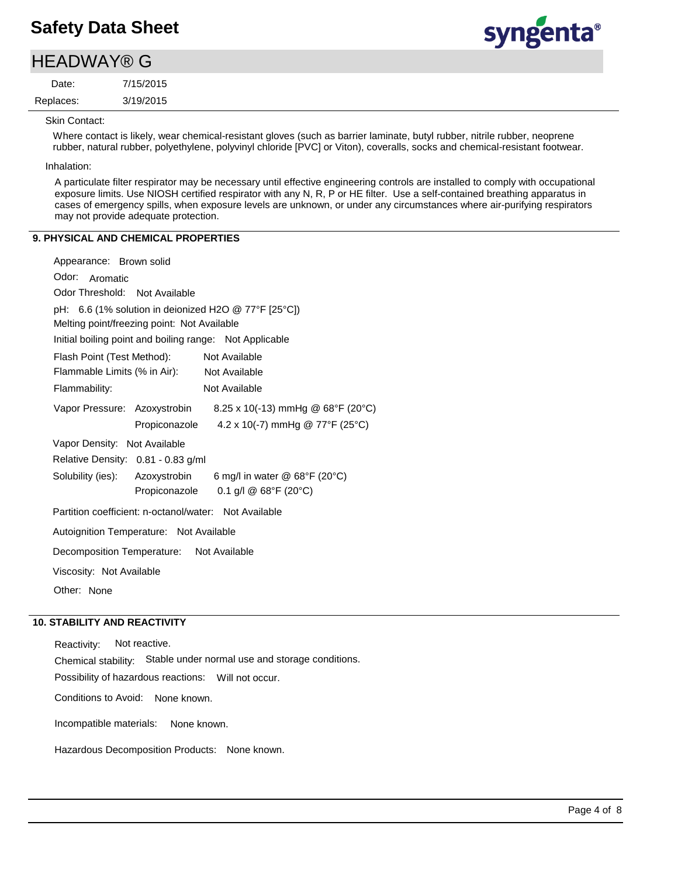Skin Contact:

Where contact is likely, wear chemical-resistant gloves (such as barrier laminate, butyl rubber, nitrile rubber, neoprene rubber, natural rubber, polyethylene, polyvinyl chloride [PVC] or Viton), coveralls, socks and chemical-resistant footwear.

Inhalation:

A particulate filter respirator may be necessary until effective engineering controls are installed to comply with occupational exposure limits. Use NIOSH certified respirator with any N, R, P or HE filter. Use a self-contained breathing apparatus in cases of emergency spills, when exposure levels are unknown, or under any circumstances where air-purifying respirators may not provide adequate protection.

## 9. PHYSICAL AND CHEMICAL PROPERTIES

Appearance: Brown solid

Odor: Aromatic

Odor Threshold: Not Available

pH: 6.6 (1% solution in deionized H2O @ 77°F [25°C])

Melting point/freezing point: Not Available

Initial boiling point and boiling range: Not Applicable

Flash Point (Test Method): Not Available

Flammable Limits (% in Air): Not Available

Flammability: Not Available

Vapor Pressure:
- Azoxystrobin: 8.25 x 10(-13) mmHg @ 68°F (20°C)
- Propiconazole: 4.2 x 10(-7) mmHg @ 77°F (25°C)

Vapor Density: Not Available

Relative Density: 0.81 - 0.83 g/ml

Solubility (ies):
- Azoxystrobin: 6 mg/l in water @ 68°F (20°C)
- Propiconazole: 0.1 g/l @ 68°F (20°C)

Partition coefficient: n-octanol/water: Not Available

Autoignition Temperature: Not Available

Decomposition Temperature: Not Available

Viscosity: Not Available

Other: None

## 10. STABILITY AND REACTIVITY

Reactivity: Not reactive.

Chemical stability: Stable under normal use and storage conditions.

Possibility of hazardous reactions: Will not occur.

Conditions to Avoid: None known.

Incompatible materials: None known.

Hazardous Decomposition Products: None known.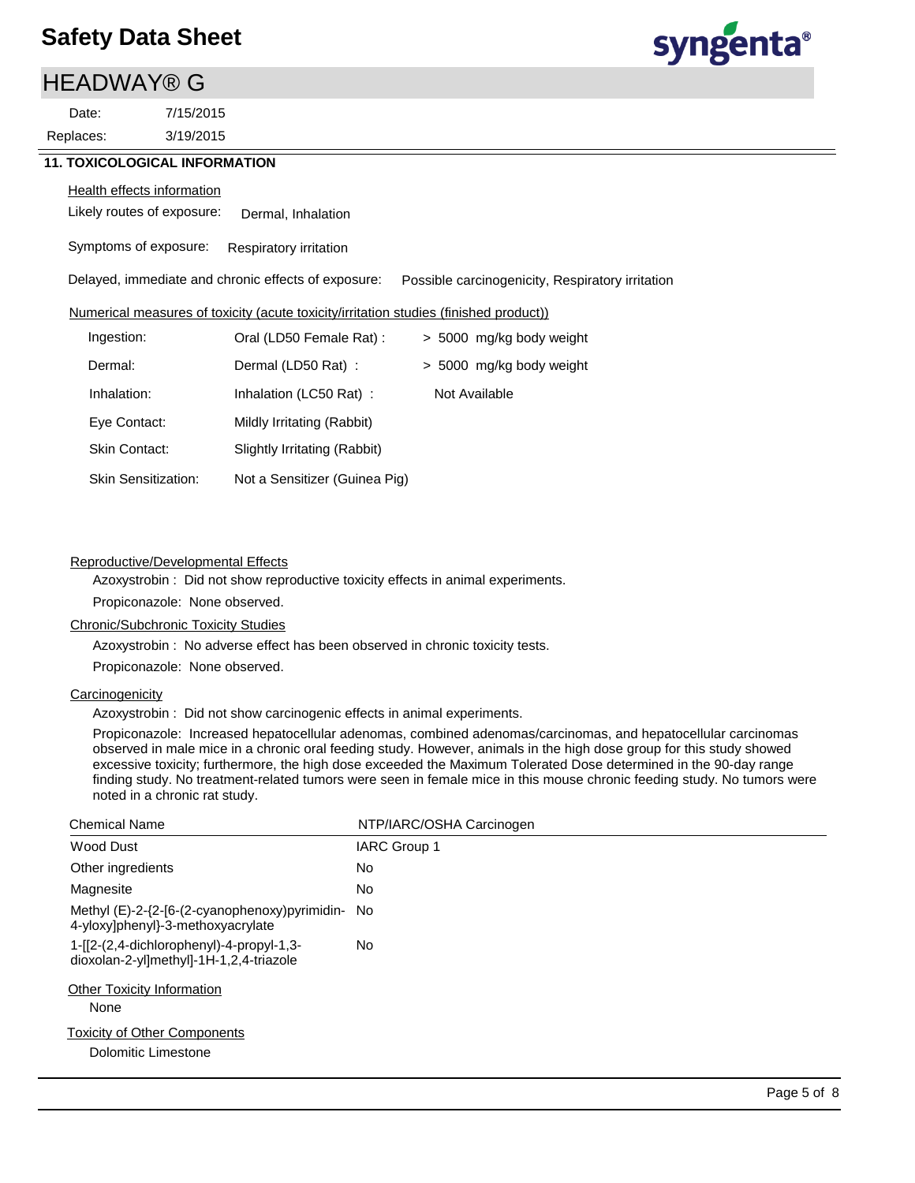## 11. TOXICOLOGICAL INFORMATION

Health effects information

Likely routes of exposure: Dermal, Inhalation

Symptoms of exposure: Respiratory irritation

Delayed, immediate and chronic effects of exposure: Possible carcinogenicity, Respiratory irritation

Numerical measures of toxicity (acute toxicity/irritation studies (finished product))

| | | |
|---|---|---|
| Ingestion: | Oral (LD50 Female Rat) : | > 5000 mg/kg body weight |
| Dermal: | Dermal (LD50 Rat) : | > 5000 mg/kg body weight |
| Inhalation: | Inhalation (LC50 Rat) : | Not Available |
| Eye Contact: | Mildly Irritating (Rabbit) | |
| Skin Contact: | Slightly Irritating (Rabbit) | |
| Skin Sensitization: | Not a Sensitizer (Guinea Pig) | |

Reproductive/Developmental Effects

Azoxystrobin : Did not show reproductive toxicity effects in animal experiments.

Propiconazole: None observed.

Chronic/Subchronic Toxicity Studies

Azoxystrobin : No adverse effect has been observed in chronic toxicity tests.

Propiconazole: None observed.

Carcinogenicity

Azoxystrobin : Did not show carcinogenic effects in animal experiments.

Propiconazole: Increased hepatocellular adenomas, combined adenomas/carcinomas, and hepatocellular carcinomas observed in male mice in a chronic oral feeding study. However, animals in the high dose group for this study showed excessive toxicity; furthermore, the high dose exceeded the Maximum Tolerated Dose determined in the 90-day range finding study. No treatment-related tumors were seen in female mice in this mouse chronic feeding study. No tumors were noted in a chronic rat study.

| Chemical Name | NTP/IARC/OSHA Carcinogen |
|---|---|
| Wood Dust | IARC Group 1 |
| Other ingredients | No |
| Magnesite | No |
| Methyl (E)-2-{2-[6-(2-cyanophenoxy)pyrimidin-4-yloxy]phenyl}-3-methoxyacrylate | No |
| 1-[[2-(2,4-dichlorophenyl)-4-propyl-1,3-dioxolan-2-yl]methyl]-1H-1,2,4-triazole | No |

Other Toxicity Information

None

Toxicity of Other Components

Dolomitic Limestone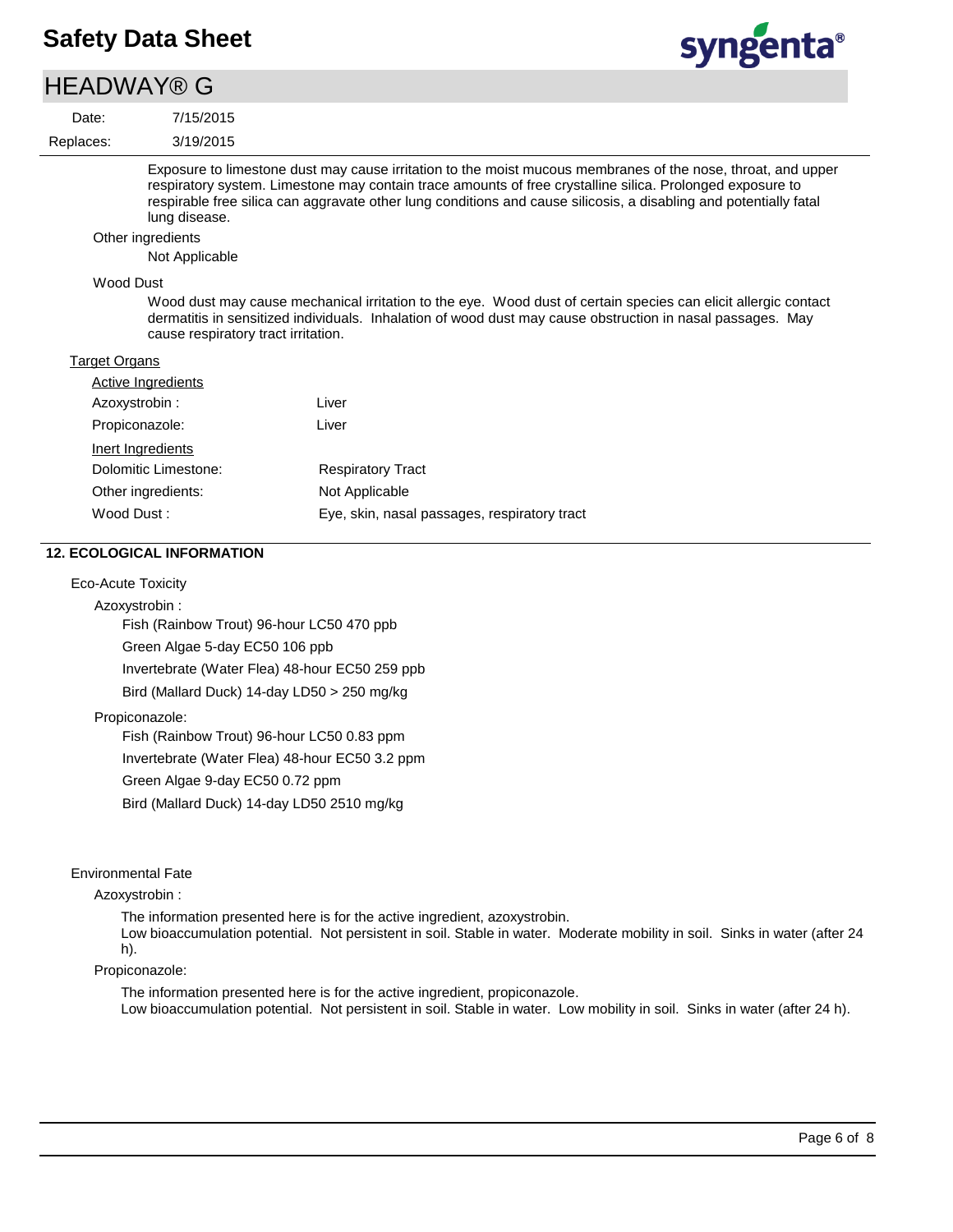Exposure to limestone dust may cause irritation to the moist mucous membranes of the nose, throat, and upper respiratory system. Limestone may contain trace amounts of free crystalline silica. Prolonged exposure to respirable free silica can aggravate other lung conditions and cause silicosis, a disabling and potentially fatal lung disease.

Other ingredients

Not Applicable

Wood Dust

Wood dust may cause mechanical irritation to the eye. Wood dust of certain species can elicit allergic contact dermatitis in sensitized individuals. Inhalation of wood dust may cause obstruction in nasal passages. May cause respiratory tract irritation.

Target Organs

Active Ingredients

| | |
|---|---|
| Azoxystrobin : | Liver |
| Propiconazole: | Liver |

Inert Ingredients

| | |
|---|---|
| Dolomitic Limestone: | Respiratory Tract |
| Other ingredients: | Not Applicable |
| Wood Dust : | Eye, skin, nasal passages, respiratory tract |

## 12. ECOLOGICAL INFORMATION

Eco-Acute Toxicity

Azoxystrobin :

Fish (Rainbow Trout) 96-hour LC50 470 ppb

Green Algae 5-day EC50 106 ppb

Invertebrate (Water Flea) 48-hour EC50 259 ppb

Bird (Mallard Duck) 14-day LD50 > 250 mg/kg

Propiconazole:

Fish (Rainbow Trout) 96-hour LC50 0.83 ppm

Invertebrate (Water Flea) 48-hour EC50 3.2 ppm

Green Algae 9-day EC50 0.72 ppm

Bird (Mallard Duck) 14-day LD50 2510 mg/kg

Environmental Fate

Azoxystrobin :

The information presented here is for the active ingredient, azoxystrobin.
Low bioaccumulation potential. Not persistent in soil. Stable in water. Moderate mobility in soil. Sinks in water (after 24 h).

Propiconazole:

The information presented here is for the active ingredient, propiconazole.
Low bioaccumulation potential. Not persistent in soil. Stable in water. Low mobility in soil. Sinks in water (after 24 h).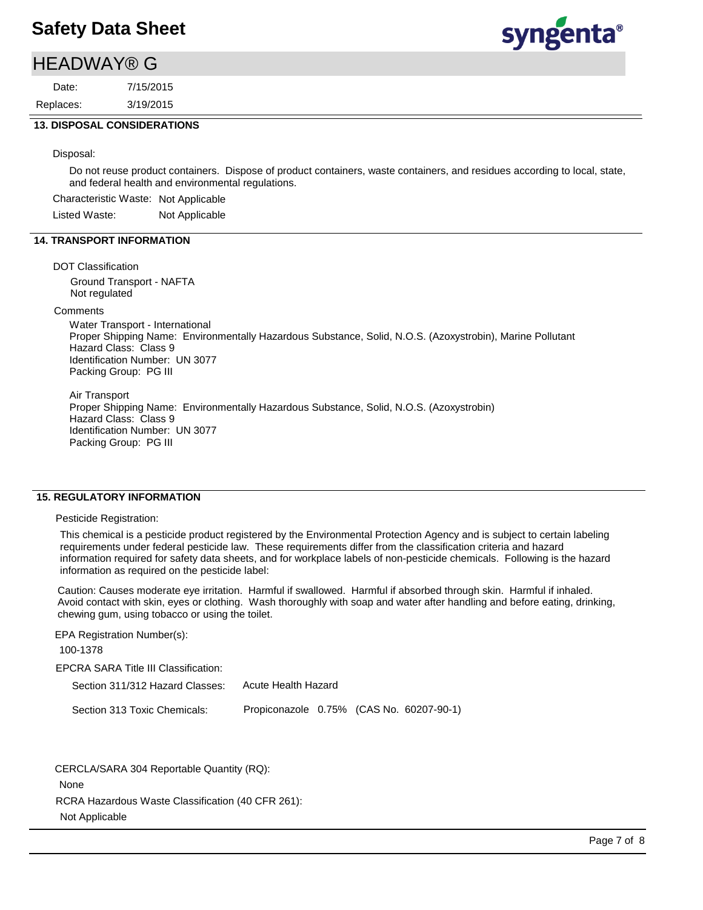## 13. DISPOSAL CONSIDERATIONS

Disposal:

Do not reuse product containers. Dispose of product containers, waste containers, and residues according to local, state, and federal health and environmental regulations.

Characteristic Waste: Not Applicable

Listed Waste: Not Applicable

## 14. TRANSPORT INFORMATION

DOT Classification

Ground Transport - NAFTA
Not regulated

Comments

Water Transport - International
Proper Shipping Name: Environmentally Hazardous Substance, Solid, N.O.S. (Azoxystrobin), Marine Pollutant
Hazard Class: Class 9
Identification Number: UN 3077
Packing Group: PG III

Air Transport
Proper Shipping Name: Environmentally Hazardous Substance, Solid, N.O.S. (Azoxystrobin)
Hazard Class: Class 9
Identification Number: UN 3077
Packing Group: PG III

## 15. REGULATORY INFORMATION

Pesticide Registration:

This chemical is a pesticide product registered by the Environmental Protection Agency and is subject to certain labeling requirements under federal pesticide law. These requirements differ from the classification criteria and hazard information required for safety data sheets, and for workplace labels of non-pesticide chemicals. Following is the hazard information as required on the pesticide label:

Caution: Causes moderate eye irritation. Harmful if swallowed. Harmful if absorbed through skin. Harmful if inhaled. Avoid contact with skin, eyes or clothing. Wash thoroughly with soap and water after handling and before eating, drinking, chewing gum, using tobacco or using the toilet.

EPA Registration Number(s):

100-1378

EPCRA SARA Title III Classification:

Section 311/312 Hazard Classes: Acute Health Hazard

Section 313 Toxic Chemicals: Propiconazole 0.75% (CAS No. 60207-90-1)

CERCLA/SARA 304 Reportable Quantity (RQ):

None

RCRA Hazardous Waste Classification (40 CFR 261):

Not Applicable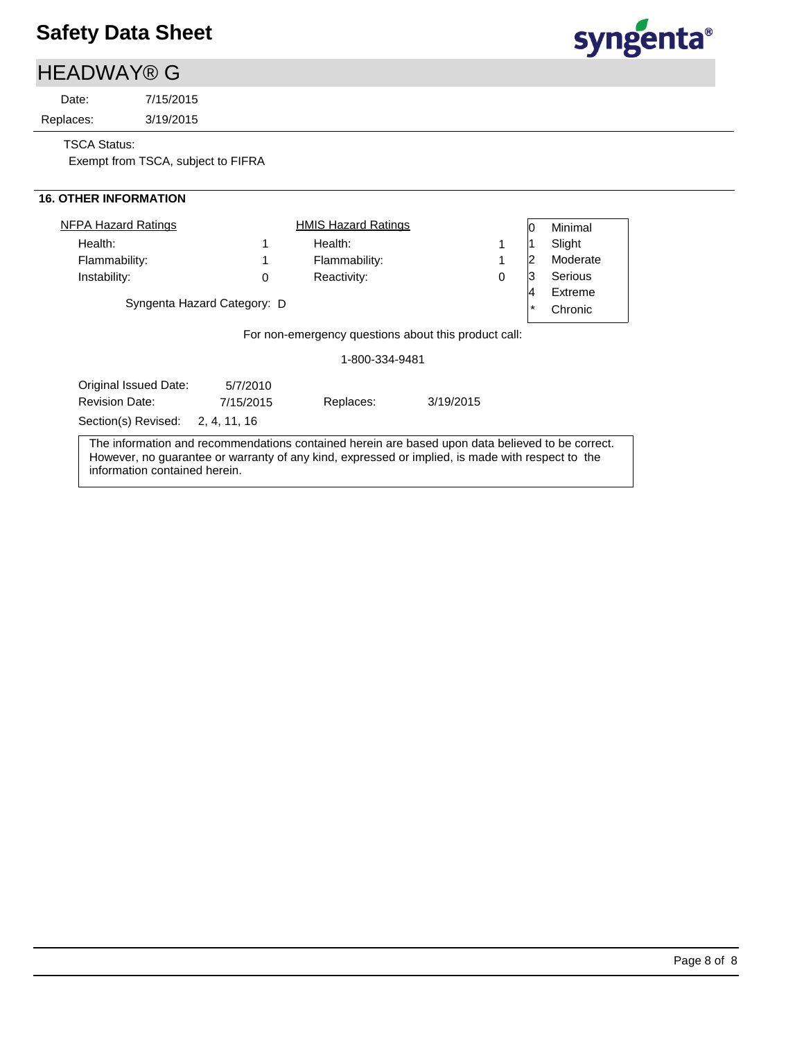TSCA Status:

Exempt from TSCA, subject to FIFRA

## 16. OTHER INFORMATION

| NFPA Hazard Ratings | | HMIS Hazard Ratings | |
|---|---|---|---|
| Health: | 1 | Health: | 1 |
| Flammability: | 1 | Flammability: | 1 |
| Instability: | 0 | Reactivity: | 0 |

| | |
|---|---|
| 0 | Minimal |
| 1 | Slight |
| 2 | Moderate |
| 3 | Serious |
| 4 | Extreme |
| * | Chronic |

Syngenta Hazard Category: D

For non-emergency questions about this product call:

1-800-334-9481

Original Issued Date: 5/7/2010

Revision Date: 7/15/2015 Replaces: 3/19/2015

Section(s) Revised: 2, 4, 11, 16

The information and recommendations contained herein are based upon data believed to be correct. However, no guarantee or warranty of any kind, expressed or implied, is made with respect to the information contained herein.